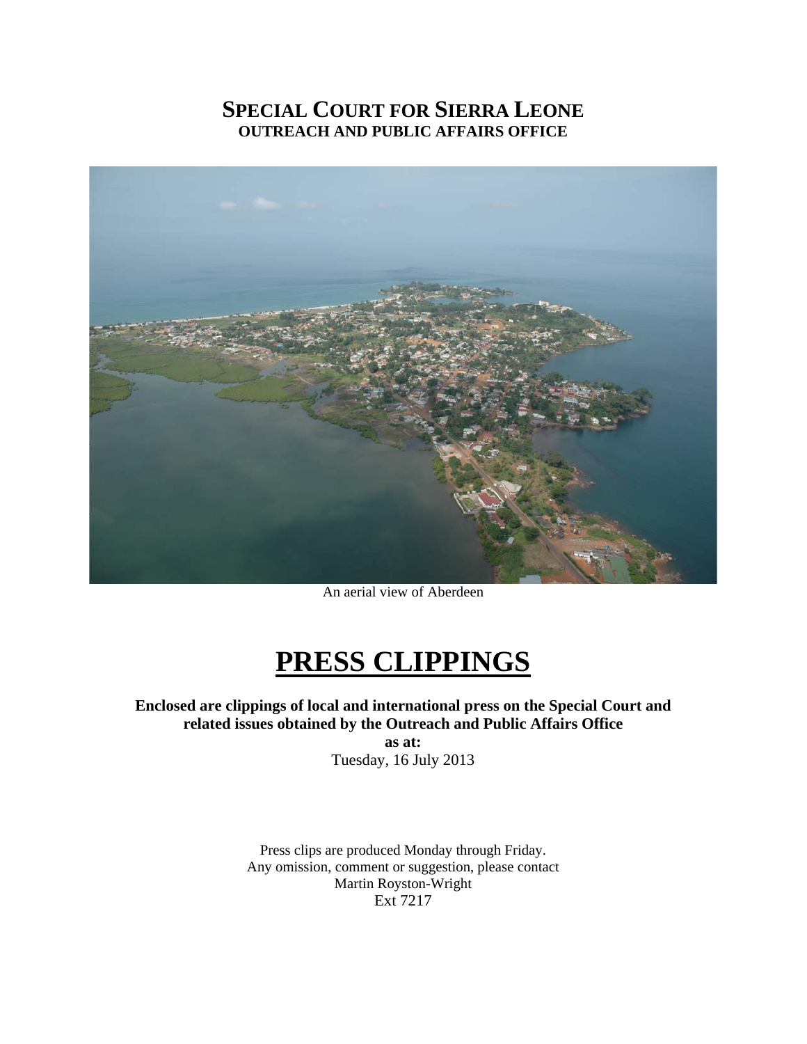# SPECIAL COURT FOR SIERRA LEONE

**OUTREACH AND PUBLIC AFFAIRS OFFICE**

An aerial view of Aberdeen

# PRESS CLIPPINGS

**Enclosed are clippings of local and international press on the Special Court and related issues obtained by the Outreach and Public Affairs Office**

**as at:**

Tuesday, 16 July 2013

Press clips are produced Monday through Friday.
Any omission, comment or suggestion, please contact
Martin Royston-Wright
Ext 7217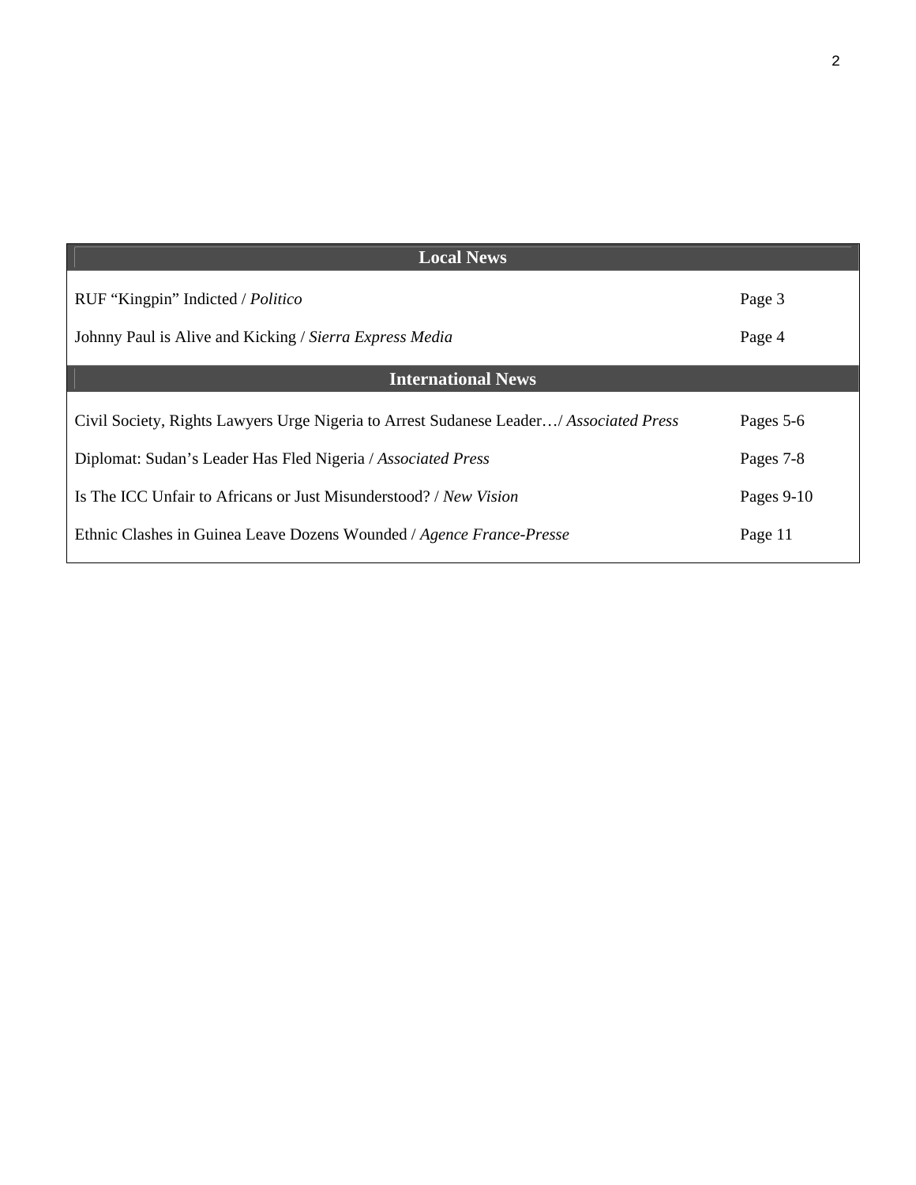| Local News | |
|---|---|
| RUF “Kingpin” Indicted / *Politico* | Page 3 |
| Johnny Paul is Alive and Kicking / *Sierra Express Media* | Page 4 |
| **International News** | |
| Civil Society, Rights Lawyers Urge Nigeria to Arrest Sudanese Leader…/ *Associated Press* | Pages 5-6 |
| Diplomat: Sudan’s Leader Has Fled Nigeria / *Associated Press* | Pages 7-8 |
| Is The ICC Unfair to Africans or Just Misunderstood? / *New Vision* | Pages 9-10 |
| Ethnic Clashes in Guinea Leave Dozens Wounded / *Agence France-Presse* | Page 11 |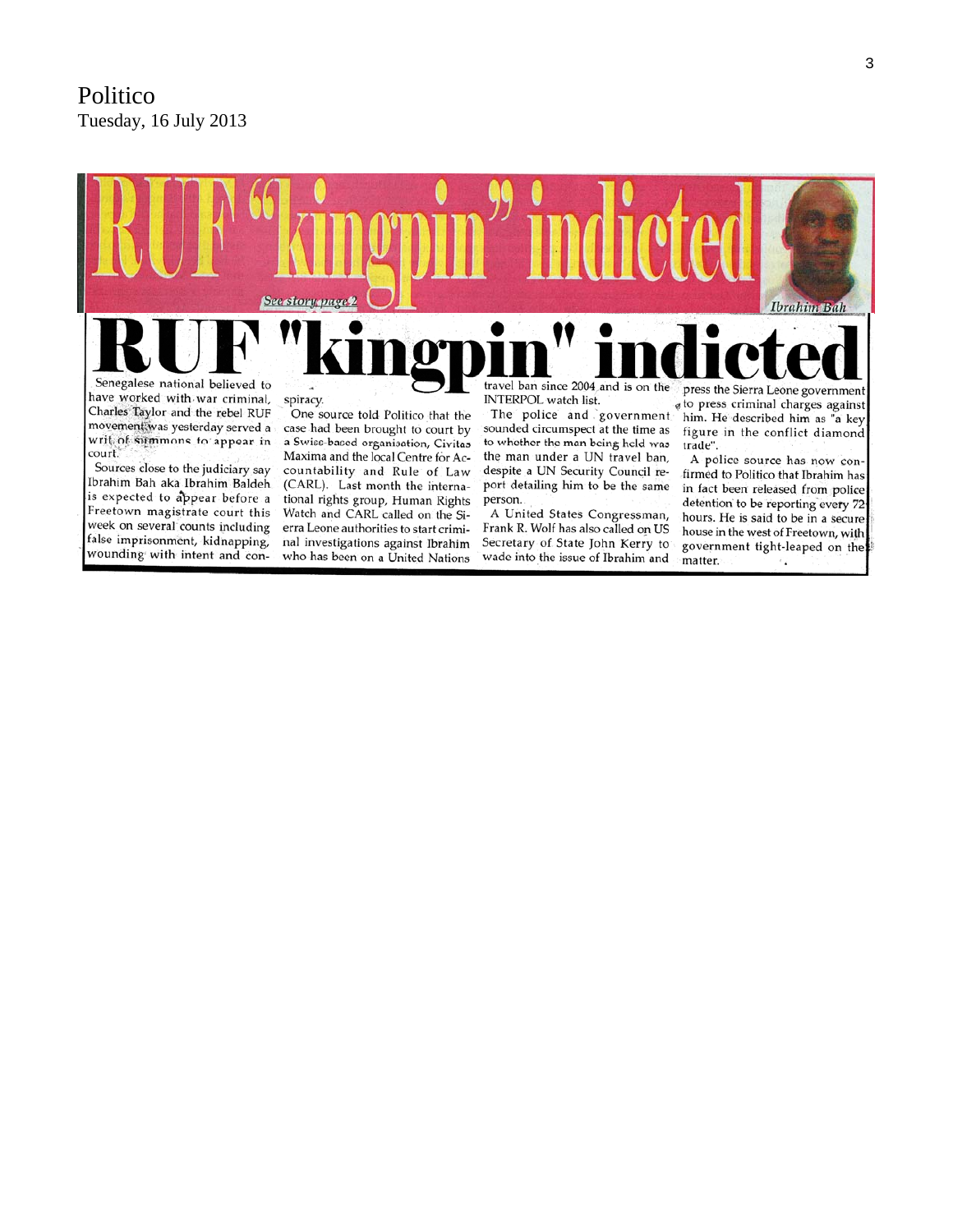Politico
Tuesday, 16 July 2013

# RUF "kingpin" indicted

*See story page 2*

*Ibrahim Bah*

# RUF "kingpin" indicted

Senegalese national believed to have worked with war criminal, Charles Taylor and the rebel RUF movement was yesterday served a writ of summons to appear in court.

Sources close to the judiciary say Ibrahim Bah aka Ibrahim Baldeh is expected to appear before a Freetown magistrate court this week on several counts including false imprisonment, kidnapping, wounding with intent and conspiracy.

One source told Politico that the case had been brought to court by a Swiss-based organisation, Civitas Maxima and the local Centre for Accountability and Rule of Law (CARL). Last month the international rights group, Human Rights Watch and CARL called on the Sierra Leone authorities to start criminal investigations against Ibrahim who has been on a United Nations travel ban since 2004 and is on the INTERPOL watch list.

The police and government sounded circumspect at the time as to whether the man being held was the man under a UN travel ban, despite a UN Security Council report detailing him to be the same person.

A United States Congressman, Frank R. Wolf has also called on US Secretary of State John Kerry to wade into the issue of Ibrahim and press the Sierra Leone government to press criminal charges against him. He described him as "a key figure in the conflict diamond trade".

A police source has now confirmed to Politico that Ibrahim has in fact been released from police detention to be reporting every 72 hours. He is said to be in a secure house in the west of Freetown, with government tight-leaped on the matter.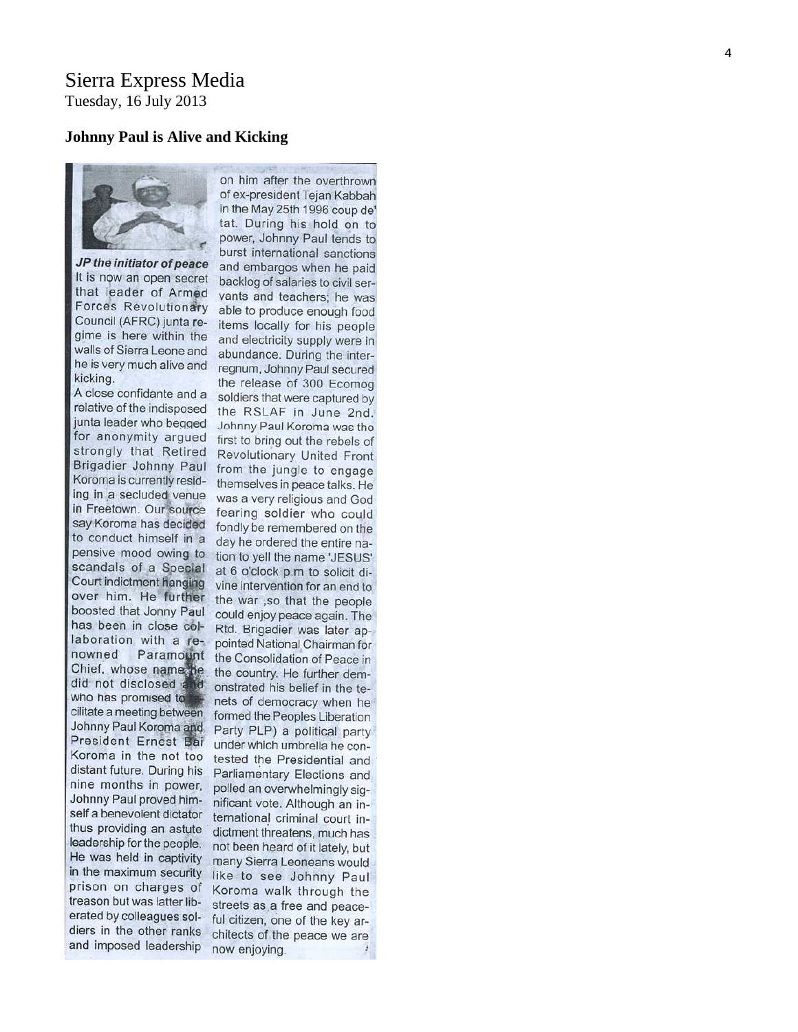Sierra Express Media
Tuesday, 16 July 2013

**Johnny Paul is Alive and Kicking**

***JP the initiator of peace***

It is now an open secret that leader of Armed Forces Revolutionary Council (AFRC) junta regime is here within the walls of Sierra Leone and he is very much alive and kicking.

A close confidante and a relative of the indisposed junta leader who begged for anonymity argued strongly that Retired Brigadier Johnny Paul Koroma is currently residing in a secluded venue in Freetown. Our source say Koroma has decided to conduct himself in a pensive mood owing to scandals of a Special Court indictment hanging over him. He further boosted that Jonny Paul has been in close collaboration with a renowned Paramount Chief, whose name he did not disclosed and who has promised to facilitate a meeting between Johnny Paul Koroma and President Ernest Bai Koroma in the not too distant future. During his nine months in power, Johnny Paul proved himself a benevolent dictator thus providing an astute leadership for the people. He was held in captivity in the maximum security prison on charges of treason but was latter liberated by colleagues soldiers in the other ranks and imposed leadership on him after the overthrown of ex-president Tejan Kabbah in the May 25th 1996 coup de' tat. During his hold on to power, Johnny Paul tends to burst international sanctions and embargos when he paid backlog of salaries to civil servants and teachers; he was able to produce enough food items locally for his people and electricity supply were in abundance. During the interregnum, Johnny Paul secured the release of 300 Ecomog soldiers that were captured by the RSLAF in June 2nd. Johnny Paul Koroma was tho first to bring out the rebels of Revolutionary United Front from the jungle to engage themselves in peace talks. He was a very religious and God fearing soldier who could fondly be remembered on the day he ordered the entire nation to yell the name 'JESUS' at 6 o'clock p.m to solicit divine intervention for an end to the war ,so that the people could enjoy peace again. The Rtd. Brigadier was later appointed National Chairman for the Consolidation of Peace in the country. He further demonstrated his belief in the tenets of democracy when he formed the Peoples Liberation Party PLP) a political party under which umbrella he contested the Presidential and Parliamentary Elections and polled an overwhelmingly significant vote. Although an international criminal court indictment threatens, much has not been heard of it lately, but many Sierra Leoneans would like to see Johnny Paul Koroma walk through the streets as a free and peaceful citizen, one of the key architects of the peace we are now enjoying.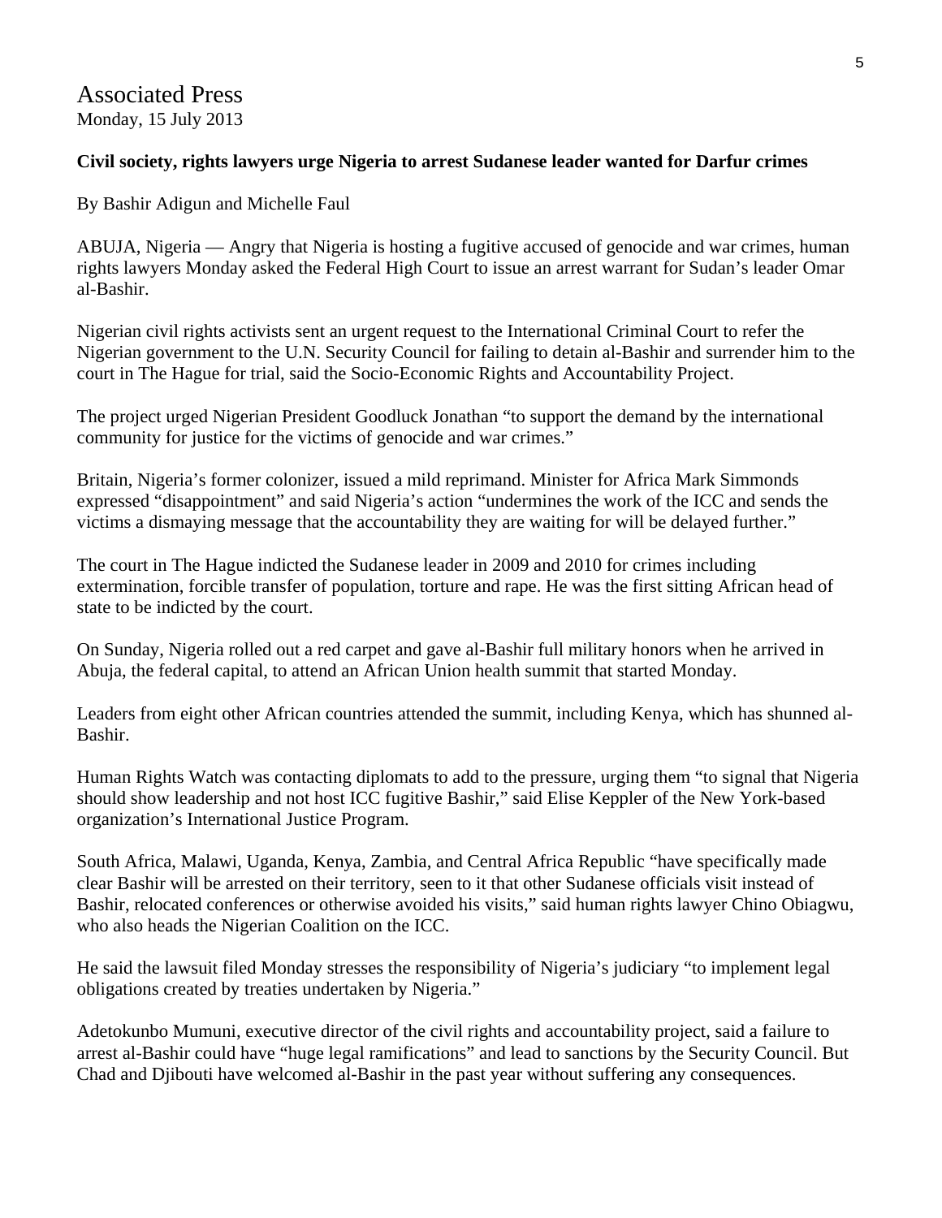# Associated Press

Monday, 15 July 2013

**Civil society, rights lawyers urge Nigeria to arrest Sudanese leader wanted for Darfur crimes**

By Bashir Adigun and Michelle Faul

ABUJA, Nigeria — Angry that Nigeria is hosting a fugitive accused of genocide and war crimes, human rights lawyers Monday asked the Federal High Court to issue an arrest warrant for Sudan's leader Omar al-Bashir.

Nigerian civil rights activists sent an urgent request to the International Criminal Court to refer the Nigerian government to the U.N. Security Council for failing to detain al-Bashir and surrender him to the court in The Hague for trial, said the Socio-Economic Rights and Accountability Project.

The project urged Nigerian President Goodluck Jonathan "to support the demand by the international community for justice for the victims of genocide and war crimes."

Britain, Nigeria's former colonizer, issued a mild reprimand. Minister for Africa Mark Simmonds expressed "disappointment" and said Nigeria's action "undermines the work of the ICC and sends the victims a dismaying message that the accountability they are waiting for will be delayed further."

The court in The Hague indicted the Sudanese leader in 2009 and 2010 for crimes including extermination, forcible transfer of population, torture and rape. He was the first sitting African head of state to be indicted by the court.

On Sunday, Nigeria rolled out a red carpet and gave al-Bashir full military honors when he arrived in Abuja, the federal capital, to attend an African Union health summit that started Monday.

Leaders from eight other African countries attended the summit, including Kenya, which has shunned al-Bashir.

Human Rights Watch was contacting diplomats to add to the pressure, urging them "to signal that Nigeria should show leadership and not host ICC fugitive Bashir," said Elise Keppler of the New York-based organization's International Justice Program.

South Africa, Malawi, Uganda, Kenya, Zambia, and Central Africa Republic "have specifically made clear Bashir will be arrested on their territory, seen to it that other Sudanese officials visit instead of Bashir, relocated conferences or otherwise avoided his visits," said human rights lawyer Chino Obiagwu, who also heads the Nigerian Coalition on the ICC.

He said the lawsuit filed Monday stresses the responsibility of Nigeria's judiciary "to implement legal obligations created by treaties undertaken by Nigeria."

Adetokunbo Mumuni, executive director of the civil rights and accountability project, said a failure to arrest al-Bashir could have "huge legal ramifications" and lead to sanctions by the Security Council. But Chad and Djibouti have welcomed al-Bashir in the past year without suffering any consequences.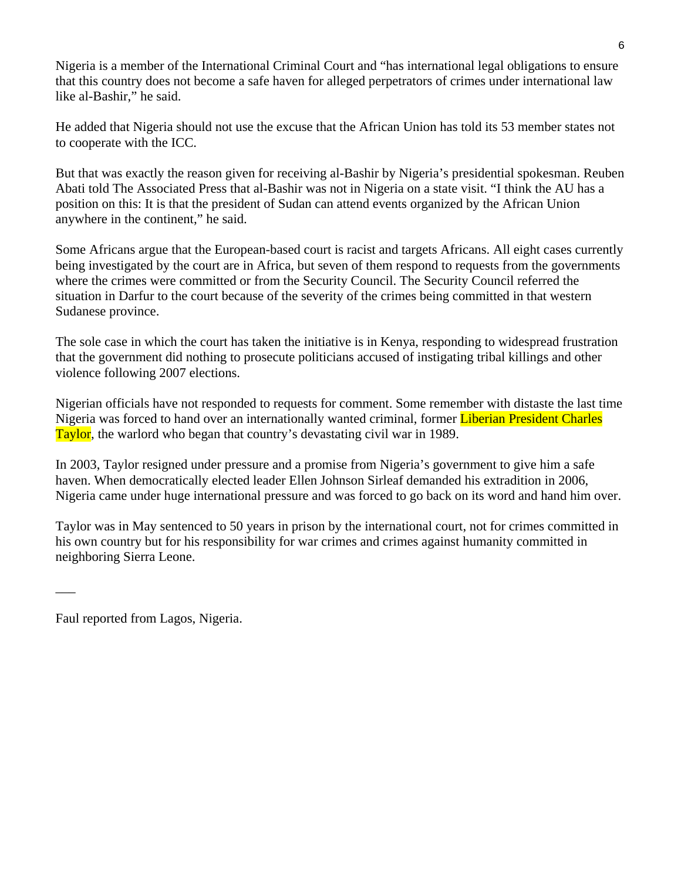Nigeria is a member of the International Criminal Court and "has international legal obligations to ensure that this country does not become a safe haven for alleged perpetrators of crimes under international law like al-Bashir," he said.

He added that Nigeria should not use the excuse that the African Union has told its 53 member states not to cooperate with the ICC.

But that was exactly the reason given for receiving al-Bashir by Nigeria's presidential spokesman. Reuben Abati told The Associated Press that al-Bashir was not in Nigeria on a state visit. "I think the AU has a position on this: It is that the president of Sudan can attend events organized by the African Union anywhere in the continent," he said.

Some Africans argue that the European-based court is racist and targets Africans. All eight cases currently being investigated by the court are in Africa, but seven of them respond to requests from the governments where the crimes were committed or from the Security Council. The Security Council referred the situation in Darfur to the court because of the severity of the crimes being committed in that western Sudanese province.

The sole case in which the court has taken the initiative is in Kenya, responding to widespread frustration that the government did nothing to prosecute politicians accused of instigating tribal killings and other violence following 2007 elections.

Nigerian officials have not responded to requests for comment. Some remember with distaste the last time Nigeria was forced to hand over an internationally wanted criminal, former Liberian President Charles Taylor, the warlord who began that country's devastating civil war in 1989.

In 2003, Taylor resigned under pressure and a promise from Nigeria's government to give him a safe haven. When democratically elected leader Ellen Johnson Sirleaf demanded his extradition in 2006, Nigeria came under huge international pressure and was forced to go back on its word and hand him over.

Taylor was in May sentenced to 50 years in prison by the international court, not for crimes committed in his own country but for his responsibility for war crimes and crimes against humanity committed in neighboring Sierra Leone.

\_\_\_

Faul reported from Lagos, Nigeria.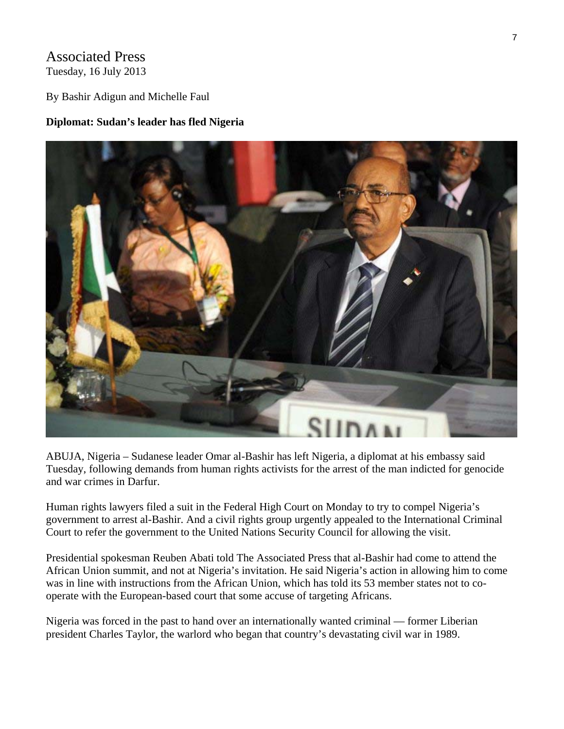# Associated Press

Tuesday, 16 July 2013

By Bashir Adigun and Michelle Faul

**Diplomat: Sudan's leader has fled Nigeria**

ABUJA, Nigeria – Sudanese leader Omar al-Bashir has left Nigeria, a diplomat at his embassy said Tuesday, following demands from human rights activists for the arrest of the man indicted for genocide and war crimes in Darfur.

Human rights lawyers filed a suit in the Federal High Court on Monday to try to compel Nigeria's government to arrest al-Bashir. And a civil rights group urgently appealed to the International Criminal Court to refer the government to the United Nations Security Council for allowing the visit.

Presidential spokesman Reuben Abati told The Associated Press that al-Bashir had come to attend the African Union summit, and not at Nigeria's invitation. He said Nigeria's action in allowing him to come was in line with instructions from the African Union, which has told its 53 member states not to co-operate with the European-based court that some accuse of targeting Africans.

Nigeria was forced in the past to hand over an internationally wanted criminal — former Liberian president Charles Taylor, the warlord who began that country's devastating civil war in 1989.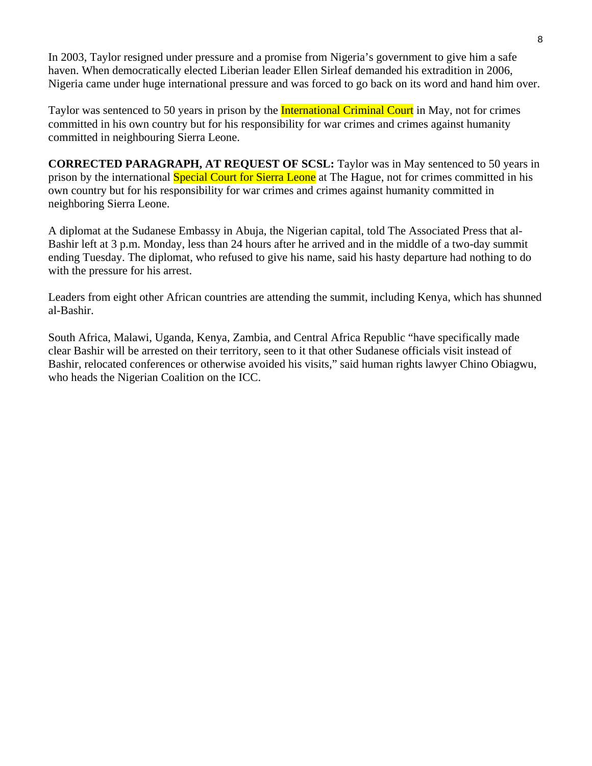In 2003, Taylor resigned under pressure and a promise from Nigeria's government to give him a safe haven. When democratically elected Liberian leader Ellen Sirleaf demanded his extradition in 2006, Nigeria came under huge international pressure and was forced to go back on its word and hand him over.

Taylor was sentenced to 50 years in prison by the International Criminal Court in May, not for crimes committed in his own country but for his responsibility for war crimes and crimes against humanity committed in neighbouring Sierra Leone.

**CORRECTED PARAGRAPH, AT REQUEST OF SCSL:** Taylor was in May sentenced to 50 years in prison by the international Special Court for Sierra Leone at The Hague, not for crimes committed in his own country but for his responsibility for war crimes and crimes against humanity committed in neighboring Sierra Leone.

A diplomat at the Sudanese Embassy in Abuja, the Nigerian capital, told The Associated Press that al-Bashir left at 3 p.m. Monday, less than 24 hours after he arrived and in the middle of a two-day summit ending Tuesday. The diplomat, who refused to give his name, said his hasty departure had nothing to do with the pressure for his arrest.

Leaders from eight other African countries are attending the summit, including Kenya, which has shunned al-Bashir.

South Africa, Malawi, Uganda, Kenya, Zambia, and Central Africa Republic "have specifically made clear Bashir will be arrested on their territory, seen to it that other Sudanese officials visit instead of Bashir, relocated conferences or otherwise avoided his visits," said human rights lawyer Chino Obiagwu, who heads the Nigerian Coalition on the ICC.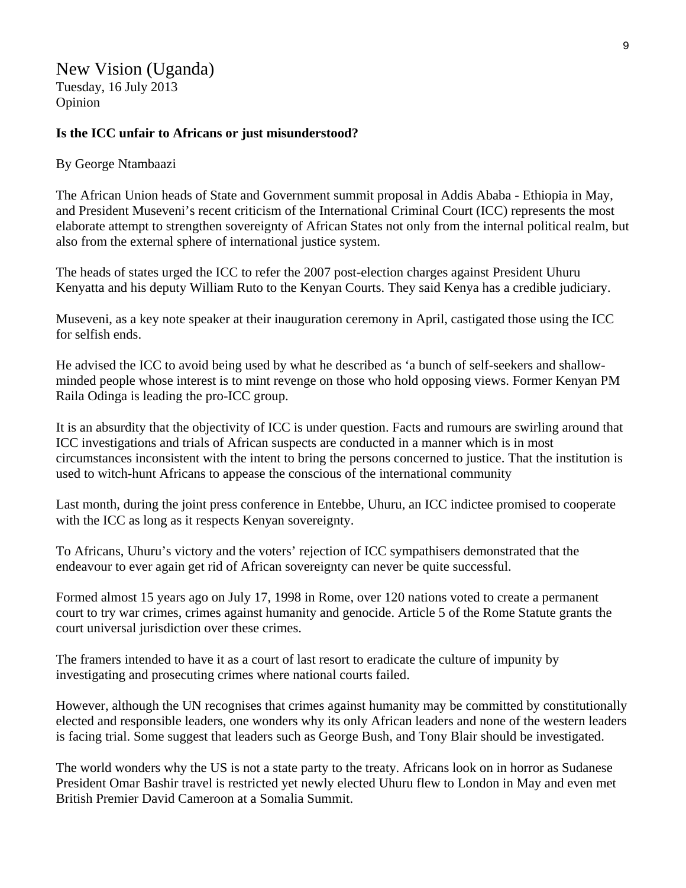# New Vision (Uganda)

Tuesday, 16 July 2013
Opinion

**Is the ICC unfair to Africans or just misunderstood?**

By George Ntambaazi

The African Union heads of State and Government summit proposal in Addis Ababa - Ethiopia in May, and President Museveni's recent criticism of the International Criminal Court (ICC) represents the most elaborate attempt to strengthen sovereignty of African States not only from the internal political realm, but also from the external sphere of international justice system.

The heads of states urged the ICC to refer the 2007 post-election charges against President Uhuru Kenyatta and his deputy William Ruto to the Kenyan Courts. They said Kenya has a credible judiciary.

Museveni, as a key note speaker at their inauguration ceremony in April, castigated those using the ICC for selfish ends.

He advised the ICC to avoid being used by what he described as 'a bunch of self-seekers and shallow-minded people whose interest is to mint revenge on those who hold opposing views. Former Kenyan PM Raila Odinga is leading the pro-ICC group.

It is an absurdity that the objectivity of ICC is under question. Facts and rumours are swirling around that ICC investigations and trials of African suspects are conducted in a manner which is in most circumstances inconsistent with the intent to bring the persons concerned to justice. That the institution is used to witch-hunt Africans to appease the conscious of the international community

Last month, during the joint press conference in Entebbe, Uhuru, an ICC indictee promised to cooperate with the ICC as long as it respects Kenyan sovereignty.

To Africans, Uhuru's victory and the voters' rejection of ICC sympathisers demonstrated that the endeavour to ever again get rid of African sovereignty can never be quite successful.

Formed almost 15 years ago on July 17, 1998 in Rome, over 120 nations voted to create a permanent court to try war crimes, crimes against humanity and genocide. Article 5 of the Rome Statute grants the court universal jurisdiction over these crimes.

The framers intended to have it as a court of last resort to eradicate the culture of impunity by investigating and prosecuting crimes where national courts failed.

However, although the UN recognises that crimes against humanity may be committed by constitutionally elected and responsible leaders, one wonders why its only African leaders and none of the western leaders is facing trial. Some suggest that leaders such as George Bush, and Tony Blair should be investigated.

The world wonders why the US is not a state party to the treaty. Africans look on in horror as Sudanese President Omar Bashir travel is restricted yet newly elected Uhuru flew to London in May and even met British Premier David Cameroon at a Somalia Summit.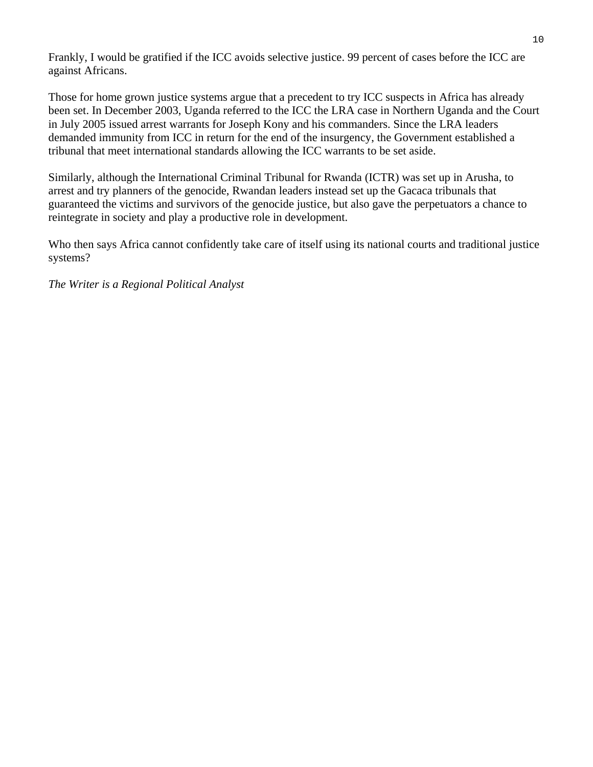Frankly, I would be gratified if the ICC avoids selective justice. 99 percent of cases before the ICC are against Africans.

Those for home grown justice systems argue that a precedent to try ICC suspects in Africa has already been set. In December 2003, Uganda referred to the ICC the LRA case in Northern Uganda and the Court in July 2005 issued arrest warrants for Joseph Kony and his commanders. Since the LRA leaders demanded immunity from ICC in return for the end of the insurgency, the Government established a tribunal that meet international standards allowing the ICC warrants to be set aside.

Similarly, although the International Criminal Tribunal for Rwanda (ICTR) was set up in Arusha, to arrest and try planners of the genocide, Rwandan leaders instead set up the Gacaca tribunals that guaranteed the victims and survivors of the genocide justice, but also gave the perpetuators a chance to reintegrate in society and play a productive role in development.

Who then says Africa cannot confidently take care of itself using its national courts and traditional justice systems?

*The Writer is a Regional Political Analyst*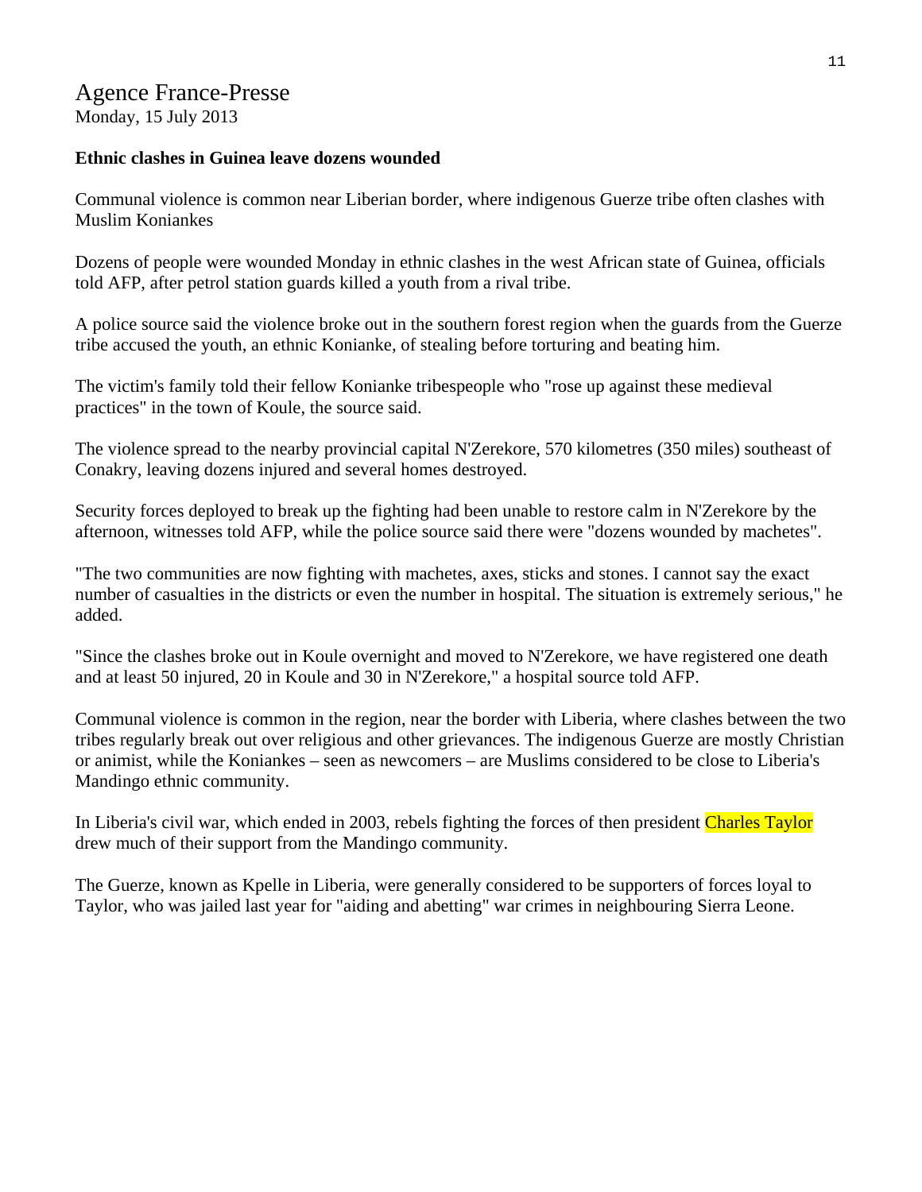Agence France-Presse
Monday, 15 July 2013

**Ethnic clashes in Guinea leave dozens wounded**

Communal violence is common near Liberian border, where indigenous Guerze tribe often clashes with Muslim Konianke

Dozens of people were wounded Monday in ethnic clashes in the west African state of Guinea, officials told AFP, after petrol station guards killed a youth from a rival tribe.

A police source said the violence broke out in the southern forest region when the guards from the Guerze tribe accused the youth, an ethnic Konianke, of stealing before torturing and beating him.

The victim's family told their fellow Konianke tribespeople who "rose up against these medieval practices" in the town of Koule, the source said.

The violence spread to the nearby provincial capital N'Zerekore, 570 kilometres (350 miles) southeast of Conakry, leaving dozens injured and several homes destroyed.

Security forces deployed to break up the fighting had been unable to restore calm in N'Zerekore by the afternoon, witnesses told AFP, while the police source said there were "dozens wounded by machetes".

"The two communities are now fighting with machetes, axes, sticks and stones. I cannot say the exact number of casualties in the districts or even the number in hospital. The situation is extremely serious," he added.

"Since the clashes broke out in Koule overnight and moved to N'Zerekore, we have registered one death and at least 50 injured, 20 in Koule and 30 in N'Zerekore," a hospital source told AFP.

Communal violence is common in the region, near the border with Liberia, where clashes between the two tribes regularly break out over religious and other grievances. The indigenous Guerze are mostly Christian or animist, while the Koniankes – seen as newcomers – are Muslims considered to be close to Liberia's Mandingo ethnic community.

In Liberia's civil war, which ended in 2003, rebels fighting the forces of then president Charles Taylor drew much of their support from the Mandingo community.

The Guerze, known as Kpelle in Liberia, were generally considered to be supporters of forces loyal to Taylor, who was jailed last year for "aiding and abetting" war crimes in neighbouring Sierra Leone.